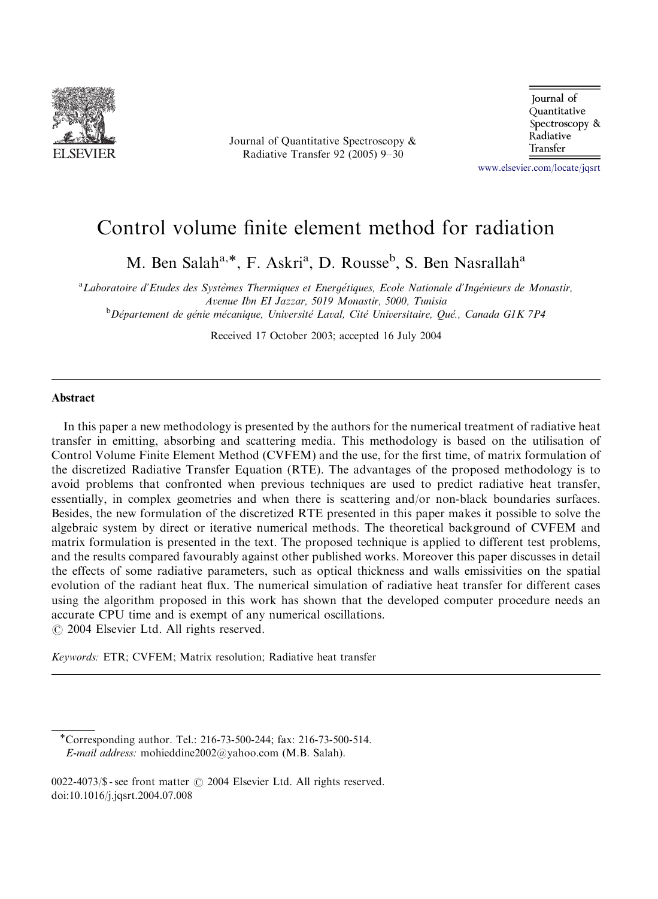# Control volume finite element method for radiation

M. Ben Salah[a,*], F. Askri[a], D. Rousse[b], S. Ben Nasrallah[a]

[a]*Laboratoire d'Etudes des Systèmes Thermiques et Energétiques, Ecole Nationale d'Ingénieurs de Monastir, Avenue Ibn EI Jazzar, 5019 Monastir, 5000, Tunisia*

[b]*Département de génie mécanique, Université Laval, Cité Universitaire, Qué., Canada G1K 7P4*

Received 17 October 2003; accepted 16 July 2004

## Abstract

In this paper a new methodology is presented by the authors for the numerical treatment of radiative heat transfer in emitting, absorbing and scattering media. This methodology is based on the utilisation of Control Volume Finite Element Method (CVFEM) and the use, for the first time, of matrix formulation of the discretized Radiative Transfer Equation (RTE). The advantages of the proposed methodology is to avoid problems that confronted when previous techniques are used to predict radiative heat transfer, essentially, in complex geometries and when there is scattering and/or non-black boundaries surfaces. Besides, the new formulation of the discretized RTE presented in this paper makes it possible to solve the algebraic system by direct or iterative numerical methods. The theoretical background of CVFEM and matrix formulation is presented in the text. The proposed technique is applied to different test problems, and the results compared favourably against other published works. Moreover this paper discusses in detail the effects of some radiative parameters, such as optical thickness and walls emissivities on the spatial evolution of the radiant heat flux. The numerical simulation of radiative heat transfer for different cases using the algorithm proposed in this work has shown that the developed computer procedure needs an accurate CPU time and is exempt of any numerical oscillations.

© 2004 Elsevier Ltd. All rights reserved.

*Keywords:* ETR; CVFEM; Matrix resolution; Radiative heat transfer

---

*Corresponding author. Tel.: 216-73-500-244; fax: 216-73-500-514.
*E-mail address:* mohieddine2002@yahoo.com (M.B. Salah).

0022-4073/$ - see front matter © 2004 Elsevier Ltd. All rights reserved.
doi:10.1016/j.jqsrt.2004.07.008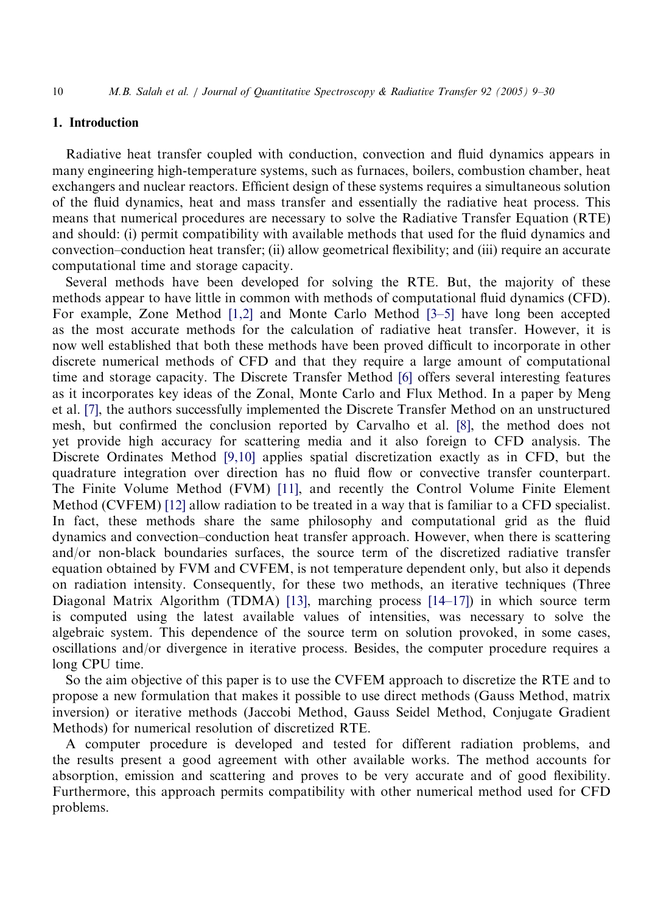## 1. Introduction

Radiative heat transfer coupled with conduction, convection and fluid dynamics appears in many engineering high-temperature systems, such as furnaces, boilers, combustion chamber, heat exchangers and nuclear reactors. Efficient design of these systems requires a simultaneous solution of the fluid dynamics, heat and mass transfer and essentially the radiative heat process. This means that numerical procedures are necessary to solve the Radiative Transfer Equation (RTE) and should: (i) permit compatibility with available methods that used for the fluid dynamics and convection–conduction heat transfer; (ii) allow geometrical flexibility; and (iii) require an accurate computational time and storage capacity.

Several methods have been developed for solving the RTE. But, the majority of these methods appear to have little in common with methods of computational fluid dynamics (CFD). For example, Zone Method [1,2] and Monte Carlo Method [3–5] have long been accepted as the most accurate methods for the calculation of radiative heat transfer. However, it is now well established that both these methods have been proved difficult to incorporate in other discrete numerical methods of CFD and that they require a large amount of computational time and storage capacity. The Discrete Transfer Method [6] offers several interesting features as it incorporates key ideas of the Zonal, Monte Carlo and Flux Method. In a paper by Meng et al. [7], the authors successfully implemented the Discrete Transfer Method on an unstructured mesh, but confirmed the conclusion reported by Carvalho et al. [8], the method does not yet provide high accuracy for scattering media and it also foreign to CFD analysis. The Discrete Ordinates Method [9,10] applies spatial discretization exactly as in CFD, but the quadrature integration over direction has no fluid flow or convective transfer counterpart. The Finite Volume Method (FVM) [11], and recently the Control Volume Finite Element Method (CVFEM) [12] allow radiation to be treated in a way that is familiar to a CFD specialist. In fact, these methods share the same philosophy and computational grid as the fluid dynamics and convection–conduction heat transfer approach. However, when there is scattering and/or non-black boundaries surfaces, the source term of the discretized radiative transfer equation obtained by FVM and CVFEM, is not temperature dependent only, but also it depends on radiation intensity. Consequently, for these two methods, an iterative techniques (Three Diagonal Matrix Algorithm (TDMA) [13], marching process [14–17]) in which source term is computed using the latest available values of intensities, was necessary to solve the algebraic system. This dependence of the source term on solution provoked, in some cases, oscillations and/or divergence in iterative process. Besides, the computer procedure requires a long CPU time.

So the aim objective of this paper is to use the CVFEM approach to discretize the RTE and to propose a new formulation that makes it possible to use direct methods (Gauss Method, matrix inversion) or iterative methods (Jaccobi Method, Gauss Seidel Method, Conjugate Gradient Methods) for numerical resolution of discretized RTE.

A computer procedure is developed and tested for different radiation problems, and the results present a good agreement with other available works. The method accounts for absorption, emission and scattering and proves to be very accurate and of good flexibility. Furthermore, this approach permits compatibility with other numerical method used for CFD problems.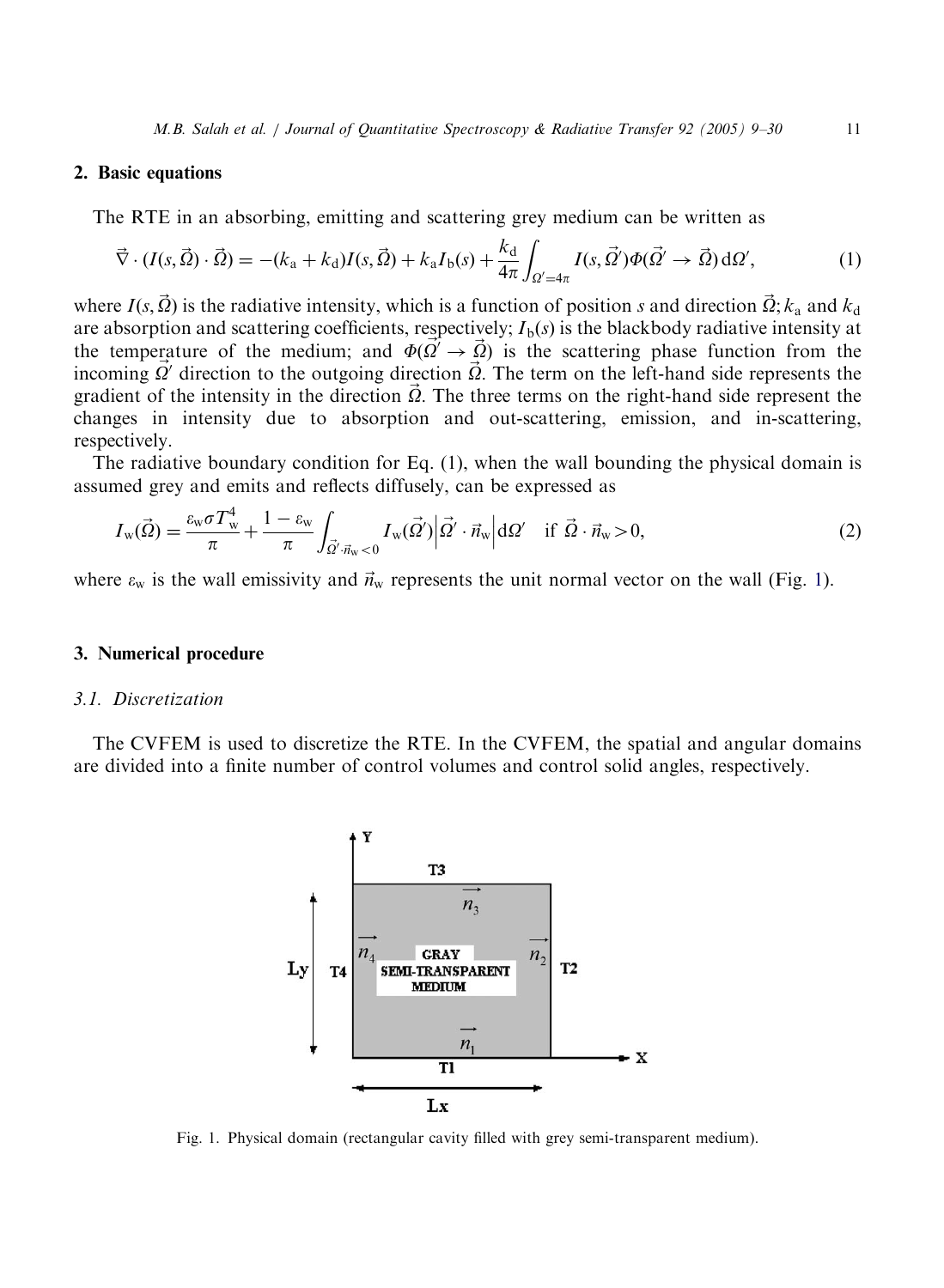## 2. Basic equations

The RTE in an absorbing, emitting and scattering grey medium can be written as

$$\vec{\nabla} \cdot (I(s, \vec{\Omega}) \cdot \vec{\Omega}) = -(k_a + k_d) I(s, \vec{\Omega}) + k_a I_b(s) + \frac{k_d}{4\pi} \int_{\Omega' = 4\pi} I(s, \vec{\Omega}') \Phi(\vec{\Omega}' \to \vec{\Omega}) \, d\Omega', \tag{1}$$

where $I(s, \vec{\Omega})$ is the radiative intensity, which is a function of position $s$ and direction $\vec{\Omega}$; $k_a$ and $k_d$ are absorption and scattering coefficients, respectively; $I_b(s)$ is the blackbody radiative intensity at the temperature of the medium; and $\Phi(\vec{\Omega}' \to \vec{\Omega})$ is the scattering phase function from the incoming $\vec{\Omega}'$ direction to the outgoing direction $\vec{\Omega}$. The term on the left-hand side represents the gradient of the intensity in the direction $\vec{\Omega}$. The three terms on the right-hand side represent the changes in intensity due to absorption and out-scattering, emission, and in-scattering, respectively.

The radiative boundary condition for Eq. (1), when the wall bounding the physical domain is assumed grey and emits and reflects diffusely, can be expressed as

$$I_w(\vec{\Omega}) = \frac{\varepsilon_w \sigma T_w^4}{\pi} + \frac{1 - \varepsilon_w}{\pi} \int_{\vec{\Omega}' \cdot \vec{n}_w < 0} I_w(\vec{\Omega}') \left| \vec{\Omega}' \cdot \vec{n}_w \right| d\Omega' \quad \text{if } \vec{\Omega} \cdot \vec{n}_w > 0, \tag{2}$$

where $\varepsilon_w$ is the wall emissivity and $\vec{n}_w$ represents the unit normal vector on the wall (Fig. 1).

## 3. Numerical procedure

### 3.1. Discretization

The CVFEM is used to discretize the RTE. In the CVFEM, the spatial and angular domains are divided into a finite number of control volumes and control solid angles, respectively.

Fig. 1. Physical domain (rectangular cavity filled with grey semi-transparent medium).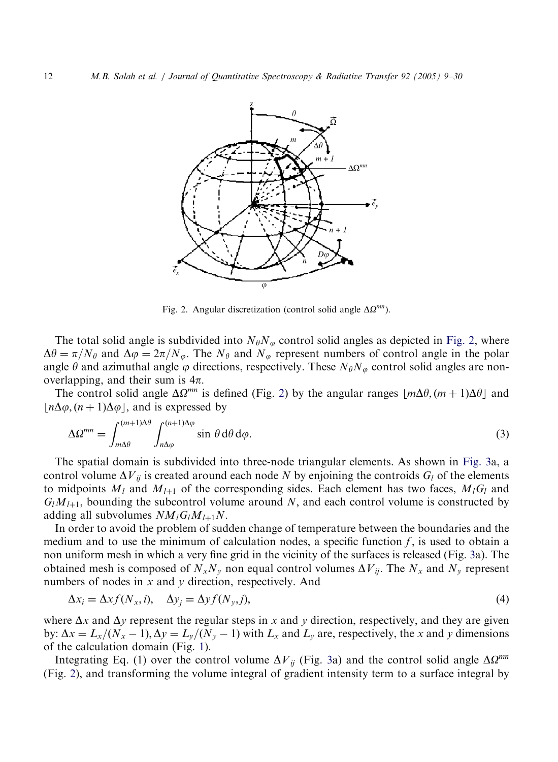Fig. 2. Angular discretization (control solid angle $\Delta\Omega^{mn}$).

The total solid angle is subdivided into $N_\theta N_\varphi$ control solid angles as depicted in Fig. 2, where $\Delta\theta = \pi/N_\theta$ and $\Delta\varphi = 2\pi/N_\varphi$. The $N_\theta$ and $N_\varphi$ represent numbers of control angle in the polar angle $\theta$ and azimuthal angle $\varphi$ directions, respectively. These $N_\theta N_\varphi$ control solid angles are non-overlapping, and their sum is $4\pi$.

The control solid angle $\Delta\Omega^{mn}$ is defined (Fig. 2) by the angular ranges $\lfloor m\Delta\theta, (m+1)\Delta\theta \rfloor$ and $\lfloor n\Delta\varphi, (n+1)\Delta\varphi \rfloor$, and is expressed by

$$\Delta\Omega^{mn} = \int_{m\Delta\theta}^{(m+1)\Delta\theta} \int_{n\Delta\varphi}^{(n+1)\Delta\varphi} \sin\,\theta \,\mathrm{d}\theta\,\mathrm{d}\varphi. \tag{3}$$

The spatial domain is subdivided into three-node triangular elements. As shown in Fig. 3a, a control volume $\Delta V_{ij}$ is created around each node $N$ by enjoining the controids $G_l$ of the elements to midpoints $M_l$ and $M_{l+1}$ of the corresponding sides. Each element has two faces, $M_lG_l$ and $G_lM_{l+1}$, bounding the subcontrol volume around $N$, and each control volume is constructed by adding all subvolumes $NM_lG_lM_{l+1}N$.

In order to avoid the problem of sudden change of temperature between the boundaries and the medium and to use the minimum of calculation nodes, a specific function $f$, is used to obtain a non uniform mesh in which a very fine grid in the vicinity of the surfaces is released (Fig. 3a). The obtained mesh is composed of $N_xN_y$ non equal control volumes $\Delta V_{ij}$. The $N_x$ and $N_y$ represent numbers of nodes in $x$ and $y$ direction, respectively. And

$$\Delta x_i = \Delta x f(N_x, i), \quad \Delta y_j = \Delta y f(N_y, j), \tag{4}$$

where $\Delta x$ and $\Delta y$ represent the regular steps in $x$ and $y$ direction, respectively, and they are given by: $\Delta x = L_x/(N_x - 1), \Delta y = L_y/(N_y - 1)$ with $L_x$ and $L_y$ are, respectively, the $x$ and $y$ dimensions of the calculation domain (Fig. 1).

Integrating Eq. (1) over the control volume $\Delta V_{ij}$ (Fig. 3a) and the control solid angle $\Delta\Omega^{mn}$ (Fig. 2), and transforming the volume integral of gradient intensity term to a surface integral by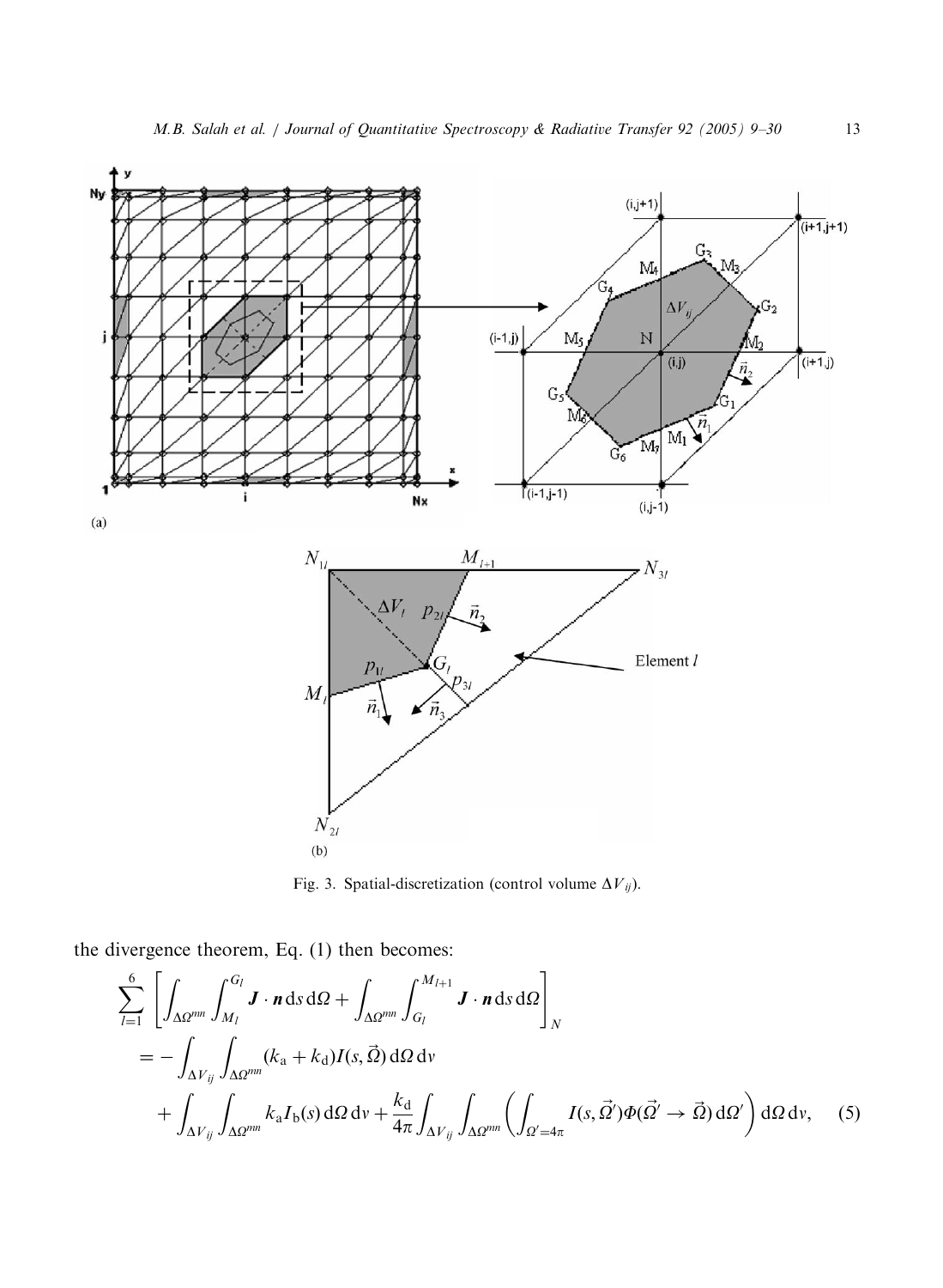Fig. 3. Spatial-discretization (control volume $\Delta V_{ij}$).

the divergence theorem, Eq. (1) then becomes:

$$
\begin{aligned}
&\sum_{l=1}^{6}\left[\int_{\Delta\Omega^{mn}}\int_{M_l}^{G_l}\boldsymbol{J}\cdot\boldsymbol{n}\,\mathrm{d}s\,\mathrm{d}\Omega+\int_{\Delta\Omega^{mn}}\int_{G_l}^{M_{l+1}}\boldsymbol{J}\cdot\boldsymbol{n}\,\mathrm{d}s\,\mathrm{d}\Omega\right]_N \\
&= -\int_{\Delta V_{ij}}\int_{\Delta\Omega^{mn}}(k_\mathrm{a}+k_\mathrm{d})I(s,\vec{\Omega})\,\mathrm{d}\Omega\,\mathrm{d}v \\
&\quad+\int_{\Delta V_{ij}}\int_{\Delta\Omega^{mn}}k_\mathrm{a}I_\mathrm{b}(s)\,\mathrm{d}\Omega\,\mathrm{d}v+\frac{k_\mathrm{d}}{4\pi}\int_{\Delta V_{ij}}\int_{\Delta\Omega^{mn}}\left(\int_{\Omega'=4\pi}I(s,\vec{\Omega}')\Phi(\vec{\Omega}'\rightarrow\vec{\Omega})\,\mathrm{d}\Omega'\right)\mathrm{d}\Omega\,\mathrm{d}v, \qquad (5)
\end{aligned}
$$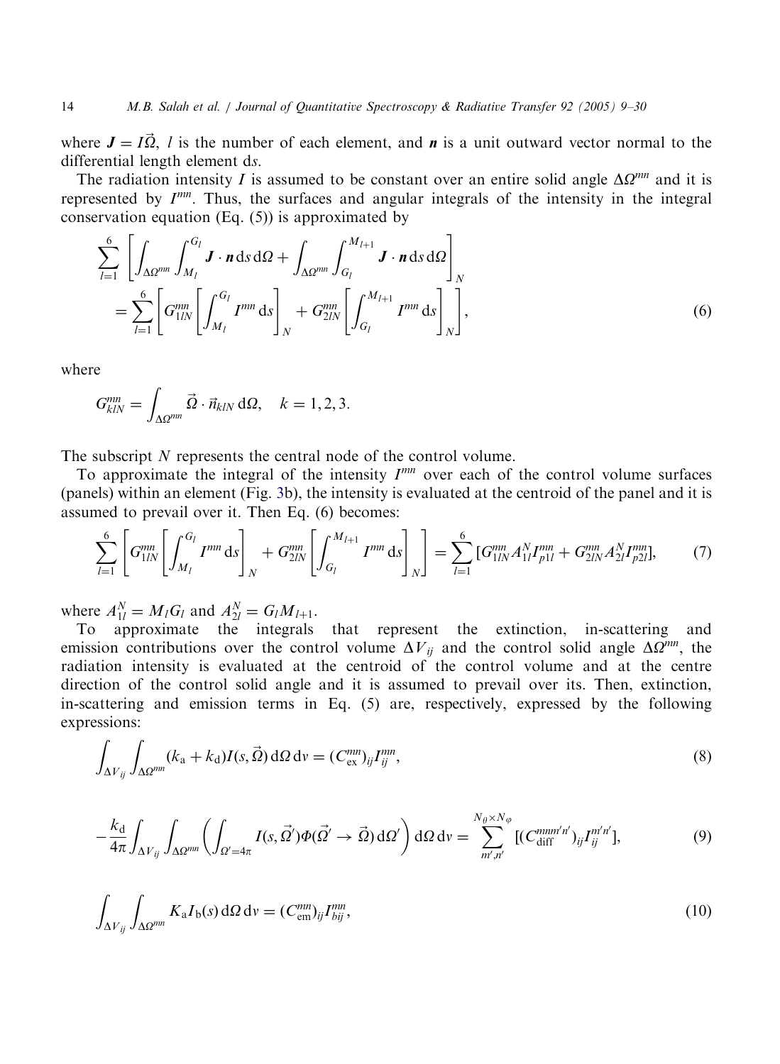where $\boldsymbol{J} = I\vec{\Omega}$, $l$ is the number of each element, and $\boldsymbol{n}$ is a unit outward vector normal to the differential length element d$s$.

The radiation intensity $I$ is assumed to be constant over an entire solid angle $\Delta\Omega^{mn}$ and it is represented by $I^{mn}$. Thus, the surfaces and angular integrals of the intensity in the integral conservation equation (Eq. (5)) is approximated by

$$
\begin{aligned}
&\sum_{l=1}^{6}\left[\int_{\Delta\Omega^{mn}}\int_{M_l}^{G_l}\boldsymbol{J}\cdot\boldsymbol{n}\,\mathrm{d}s\,\mathrm{d}\Omega+\int_{\Delta\Omega^{mn}}\int_{G_l}^{M_{l+1}}\boldsymbol{J}\cdot\boldsymbol{n}\,\mathrm{d}s\,\mathrm{d}\Omega\right]_N\\
&\quad=\sum_{l=1}^{6}\left[G_{1lN}^{mn}\left[\int_{M_l}^{G_l}I^{mn}\,\mathrm{d}s\right]_N+G_{2lN}^{mn}\left[\int_{G_l}^{M_{l+1}}I^{mn}\,\mathrm{d}s\right]_N\right],
\end{aligned}
\tag{6}
$$

where

$$
G_{klN}^{mn}=\int_{\Delta\Omega^{mn}}\vec{\Omega}\cdot\vec{n}_{klN}\,\mathrm{d}\Omega,\quad k=1,2,3.
$$

The subscript $N$ represents the central node of the control volume.

To approximate the integral of the intensity $I^{mn}$ over each of the control volume surfaces (panels) within an element (Fig. 3b), the intensity is evaluated at the centroid of the panel and it is assumed to prevail over it. Then Eq. (6) becomes:

$$
\sum_{l=1}^{6}\left[G_{1lN}^{mn}\left[\int_{M_l}^{G_l}I^{mn}\,\mathrm{d}s\right]_N+G_{2lN}^{mn}\left[\int_{G_l}^{M_{l+1}}I^{mn}\,\mathrm{d}s\right]_N\right]=\sum_{l=1}^{6}[G_{1lN}^{mn}A_{1l}^{N}I_{p1l}^{mn}+G_{2lN}^{mn}A_{2l}^{N}I_{p2l}^{mn}],
\tag{7}
$$

where $A_{1l}^{N}=M_lG_l$ and $A_{2l}^{N}=G_lM_{l+1}$.

To approximate the integrals that represent the extinction, in-scattering and emission contributions over the control volume $\Delta V_{ij}$ and the control solid angle $\Delta\Omega^{mn}$, the radiation intensity is evaluated at the centroid of the control volume and at the centre direction of the control solid angle and it is assumed to prevail over its. Then, extinction, in-scattering and emission terms in Eq. (5) are, respectively, expressed by the following expressions:

$$
\int_{\Delta V_{ij}}\int_{\Delta\Omega^{mn}}(k_\mathrm{a}+k_\mathrm{d})I(s,\vec{\Omega})\,\mathrm{d}\Omega\,\mathrm{d}v=(C_\mathrm{ex}^{mn})_{ij}I_{ij}^{mn},
\tag{8}
$$

$$
-\frac{k_\mathrm{d}}{4\pi}\int_{\Delta V_{ij}}\int_{\Delta\Omega^{mn}}\left(\int_{\Omega'=4\pi}I(s,\vec{\Omega}')\Phi(\vec{\Omega}'\to\vec{\Omega})\,\mathrm{d}\Omega'\right)\mathrm{d}\Omega\,\mathrm{d}v=\sum_{m',n'}^{N_\theta\times N_\varphi}[(C_\mathrm{diff}^{mnm'n'})_{ij}I_{ij}^{m'n'}],
\tag{9}
$$

$$
\int_{\Delta V_{ij}}\int_{\Delta\Omega^{mn}}K_\mathrm{a}I_\mathrm{b}(s)\,\mathrm{d}\Omega\,\mathrm{d}v=(C_\mathrm{em}^{mn})_{ij}I_{bij}^{mn},
\tag{10}
$$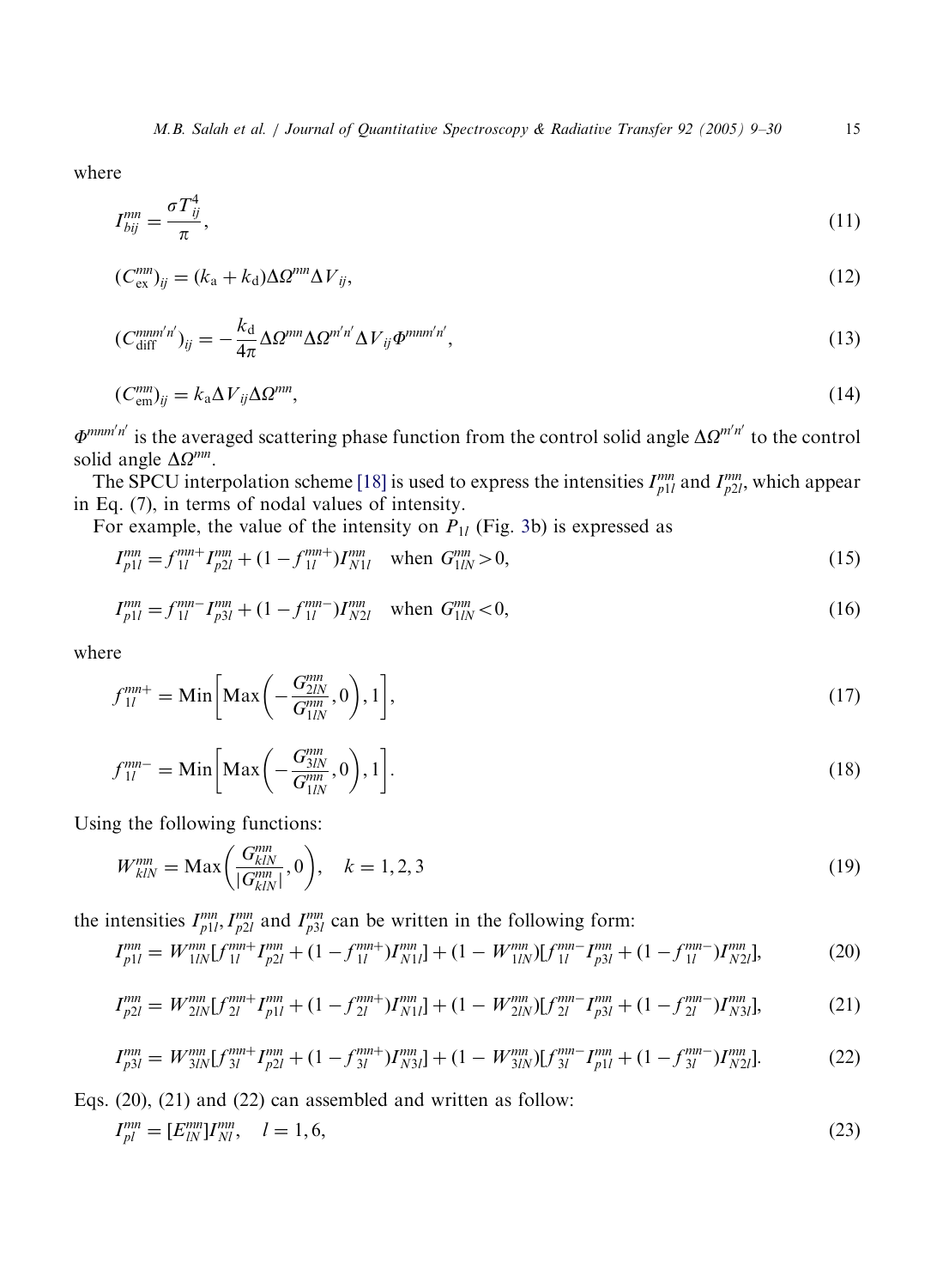where

$$I_{bij}^{mn} = \frac{\sigma T_{ij}^4}{\pi}, \tag{11}$$

$$(C_{\mathrm{ex}}^{mn})_{ij} = (k_{\mathrm{a}} + k_{\mathrm{d}})\Delta\Omega^{mn}\Delta V_{ij}, \tag{12}$$

$$(C_{\mathrm{diff}}^{mnm'n'})_{ij} = -\frac{k_{\mathrm{d}}}{4\pi}\Delta\Omega^{mn}\Delta\Omega^{m'n'}\Delta V_{ij}\Phi^{mnm'n'}, \tag{13}$$

$$(C_{\mathrm{em}}^{mn})_{ij} = k_{\mathrm{a}}\Delta V_{ij}\Delta\Omega^{mn}, \tag{14}$$

$\Phi^{mnm'n'}$ is the averaged scattering phase function from the control solid angle $\Delta\Omega^{m'n'}$ to the control solid angle $\Delta\Omega^{mn}$.

The SPCU interpolation scheme [18] is used to express the intensities $I_{p1l}^{mn}$ and $I_{p2l}^{mn}$, which appear in Eq. (7), in terms of nodal values of intensity.

For example, the value of the intensity on $P_{1l}$ (Fig. 3b) is expressed as

$$I_{p1l}^{mn} = f_{1l}^{mn+}I_{p2l}^{mn} + (1 - f_{1l}^{mn+})I_{N1l}^{mn} \quad \text{when } G_{1lN}^{mn} > 0, \tag{15}$$

$$I_{p1l}^{mn} = f_{1l}^{mn-}I_{p3l}^{mn} + (1 - f_{1l}^{mn-})I_{N2l}^{mn} \quad \text{when } G_{1lN}^{mn} < 0, \tag{16}$$

where

$$f_{1l}^{mn+} = \mathrm{Min}\left[\mathrm{Max}\left(-\frac{G_{2lN}^{mn}}{G_{1lN}^{mn}}, 0\right), 1\right], \tag{17}$$

$$f_{1l}^{mn-} = \mathrm{Min}\left[\mathrm{Max}\left(-\frac{G_{3lN}^{mn}}{G_{1lN}^{mn}}, 0\right), 1\right]. \tag{18}$$

Using the following functions:

$$W_{klN}^{mn} = \mathrm{Max}\left(\frac{G_{klN}^{mn}}{|G_{klN}^{mn}|}, 0\right), \quad k = 1, 2, 3 \tag{19}$$

the intensities $I_{p1l}^{mn}, I_{p2l}^{mn}$ and $I_{p3l}^{mn}$ can be written in the following form:

$$I_{p1l}^{mn} = W_{1lN}^{mn}[f_{1l}^{mn+}I_{p2l}^{mn} + (1 - f_{1l}^{mn+})I_{N1l}^{mn}] + (1 - W_{1lN}^{mn})[f_{1l}^{mn-}I_{p3l}^{mn} + (1 - f_{1l}^{mn-})I_{N2l}^{mn}], \tag{20}$$

$$I_{p2l}^{mn} = W_{2lN}^{mn}[f_{2l}^{mn+}I_{p1l}^{mn} + (1 - f_{2l}^{mn+})I_{N1l}^{mn}] + (1 - W_{2lN}^{mn})[f_{2l}^{mn-}I_{p3l}^{mn} + (1 - f_{2l}^{mn-})I_{N3l}^{mn}], \tag{21}$$

$$I_{p3l}^{mn} = W_{3lN}^{mn}[f_{3l}^{mn+}I_{p2l}^{mn} + (1 - f_{3l}^{mn+})I_{N3l}^{mn}] + (1 - W_{3lN}^{mn})[f_{3l}^{mn-}I_{p1l}^{mn} + (1 - f_{3l}^{mn-})I_{N2l}^{mn}]. \tag{22}$$

Eqs. (20), (21) and (22) can assembled and written as follow:

$$I_{pl}^{mn} = [E_{lN}^{mn}]I_{Nl}^{mn}, \quad l = 1, 6, \tag{23}$$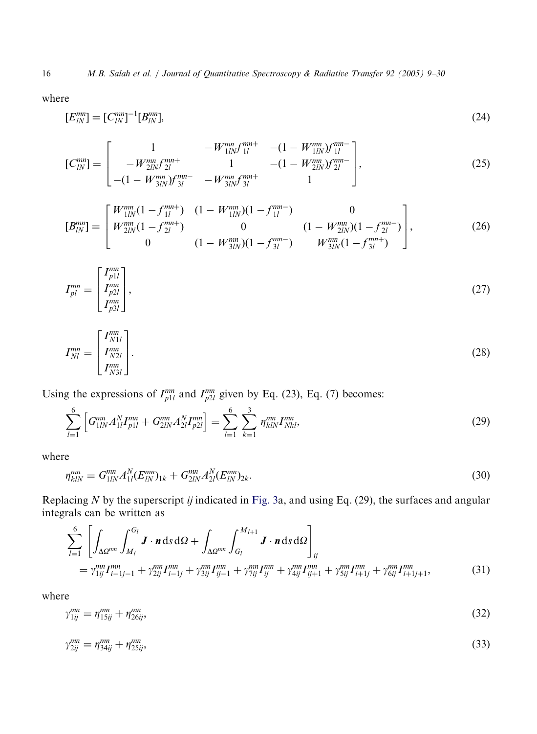where

$$[E_{lN}^{mn}] = [C_{lN}^{mn}]^{-1}[B_{lN}^{mn}], \tag{24}$$

$$[C_{lN}^{mn}] = \begin{bmatrix} 1 & -W_{1lN}^{mn} f_{1l}^{mn+} & -(1 - W_{1lN}^{mn}) f_{1l}^{mn-} \\ -W_{2lN}^{mn} f_{2l}^{mn+} & 1 & -(1 - W_{2lN}^{mn}) f_{2l}^{mn-} \\ -(1 - W_{3lN}^{mn}) f_{3l}^{mn-} & -W_{3lN}^{mn} f_{3l}^{mn+} & 1 \end{bmatrix}, \tag{25}$$

$$[B_{lN}^{mn}] = \begin{bmatrix} W_{1lN}^{mn}(1 - f_{1l}^{mn+}) & (1 - W_{1lN}^{mn})(1 - f_{1l}^{mn-}) & 0 \\ W_{2lN}^{mn}(1 - f_{2l}^{mn+}) & 0 & (1 - W_{2lN}^{mn})(1 - f_{2l}^{mn-}) \\ 0 & (1 - W_{3lN}^{mn})(1 - f_{3l}^{mn-}) & W_{3lN}^{mn}(1 - f_{3l}^{mn+}) \end{bmatrix}, \tag{26}$$

$$I_{pl}^{mn} = \begin{bmatrix} I_{p1l}^{mn} \\ I_{p2l}^{mn} \\ I_{p3l}^{mn} \end{bmatrix}, \tag{27}$$

$$I_{Nl}^{mn} = \begin{bmatrix} I_{N1l}^{mn} \\ I_{N2l}^{mn} \\ I_{N3l}^{mn} \end{bmatrix}. \tag{28}$$

Using the expressions of $I_{p1l}^{mn}$ and $I_{p2l}^{mn}$ given by Eq. (23), Eq. (7) becomes:

$$\sum_{l=1}^{6} \left[ G_{1lN}^{mn} A_{1l}^{N} I_{p1l}^{mn} + G_{2lN}^{mn} A_{2l}^{N} I_{p2l}^{mn} \right] = \sum_{l=1}^{6} \sum_{k=1}^{3} \eta_{klN}^{mn} I_{Nkl}^{mn}, \tag{29}$$

where

$$\eta_{klN}^{mn} = G_{1lN}^{mn} A_{1l}^{N} (E_{lN}^{mn})_{1k} + G_{2lN}^{mn} A_{2l}^{N} (E_{lN}^{mn})_{2k}. \tag{30}$$

Replacing $N$ by the superscript $ij$ indicated in Fig. 3a, and using Eq. (29), the surfaces and angular integrals can be written as

$$\sum_{l=1}^{6} \left[ \int_{\Delta\Omega^{mn}} \int_{M_l}^{G_l} \boldsymbol{J} \cdot \boldsymbol{n} \, \mathrm{d}s \, \mathrm{d}\Omega + \int_{\Delta\Omega^{mn}} \int_{G_l}^{M_{l+1}} \boldsymbol{J} \cdot \boldsymbol{n} \, \mathrm{d}s \, \mathrm{d}\Omega \right]_{ij}$$
$$= \gamma_{1ij}^{mn} I_{i-1j-1}^{mn} + \gamma_{2ij}^{mn} I_{i-1j}^{mn} + \gamma_{3ij}^{mn} I_{ij-1}^{mn} + \gamma_{7ij}^{mn} I_{ij}^{mn} + \gamma_{4ij}^{mn} I_{ij+1}^{mn} + \gamma_{5ij}^{mn} I_{i+1j}^{mn} + \gamma_{6ij}^{mn} I_{i+1j+1}^{mn}, \tag{31}$$

where

$$\gamma_{1ij}^{mn} = \eta_{15ij}^{mn} + \eta_{26ij}^{mn}, \tag{32}$$

$$\gamma_{2ij}^{mn} = \eta_{34ij}^{mn} + \eta_{25ij}^{mn}, \tag{33}$$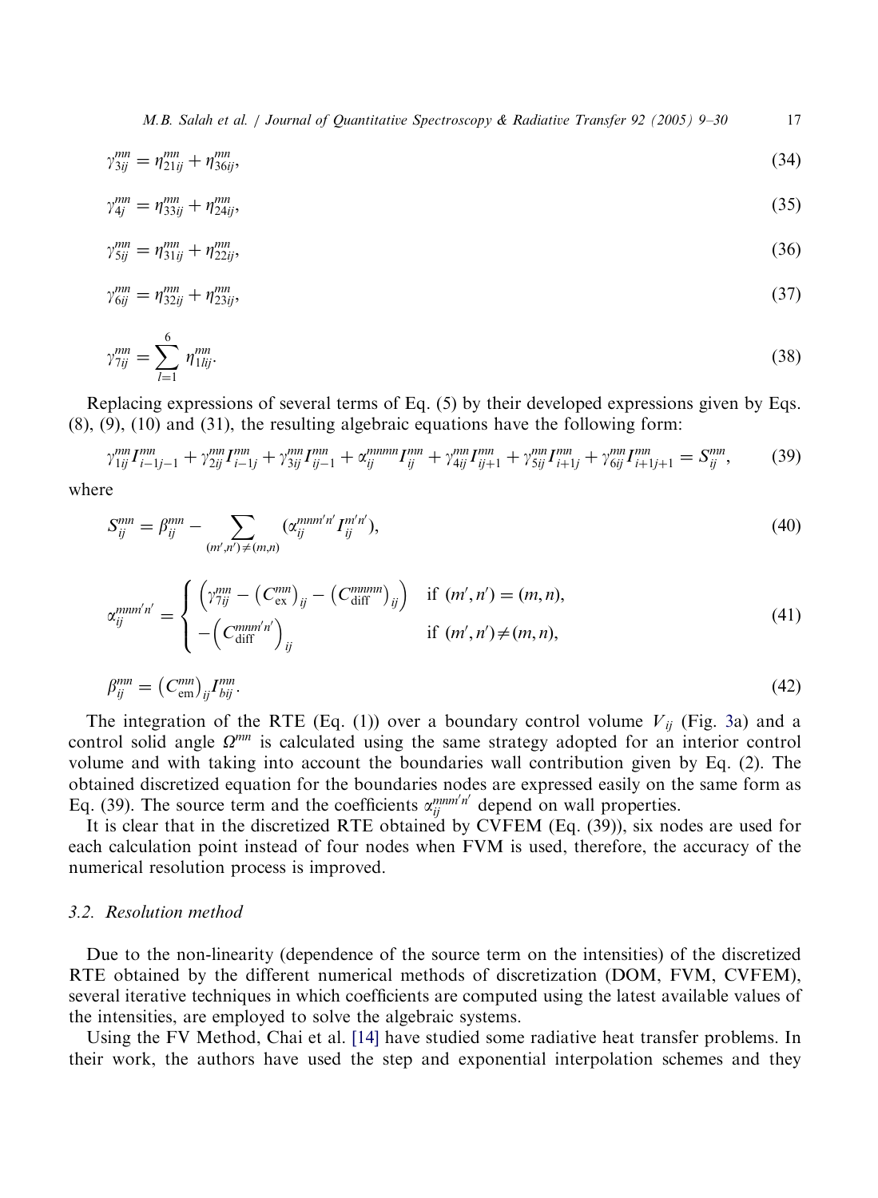$$\gamma_{3ij}^{mn} = \eta_{21ij}^{mn} + \eta_{36ij}^{mn}, \tag{34}$$

$$\gamma_{4j}^{mn} = \eta_{33ij}^{mn} + \eta_{24ij}^{mn}, \tag{35}$$

$$\gamma_{5ij}^{mn} = \eta_{31ij}^{mn} + \eta_{22ij}^{mn}, \tag{36}$$

$$\gamma_{6ij}^{mn} = \eta_{32ij}^{mn} + \eta_{23ij}^{mn}, \tag{37}$$

$$\gamma_{7ij}^{mn} = \sum_{l=1}^{6} \eta_{1lij}^{mn}. \tag{38}$$

Replacing expressions of several terms of Eq. (5) by their developed expressions given by Eqs. (8), (9), (10) and (31), the resulting algebraic equations have the following form:

$$\gamma_{1ij}^{mn} I_{i-1j-1}^{mn} + \gamma_{2ij}^{mn} I_{i-1j}^{mn} + \gamma_{3ij}^{mn} I_{ij-1}^{mn} + \alpha_{ij}^{mnmn} I_{ij}^{mn} + \gamma_{4ij}^{mn} I_{ij+1}^{mn} + \gamma_{5ij}^{mn} I_{i+1j}^{mn} + \gamma_{6ij}^{mn} I_{i+1j+1}^{mn} = S_{ij}^{mn}, \tag{39}$$

where

$$S_{ij}^{mn} = \beta_{ij}^{mn} - \sum_{(m',n') \neq (m,n)} \left(\alpha_{ij}^{mnm'n'} I_{ij}^{m'n'}\right), \tag{40}$$

$$\alpha_{ij}^{mnm'n'} = \begin{cases} \left(\gamma_{7ij}^{mn} - \left(C_{\text{ex}}^{mn}\right)_{ij} - \left(C_{\text{diff}}^{mnmn}\right)_{ij}\right) & \text{if } (m',n') = (m,n), \\ -\left(C_{\text{diff}}^{mnm'n'}\right)_{ij} & \text{if } (m',n') \neq (m,n), \end{cases} \tag{41}$$

$$\beta_{ij}^{mn} = \left(C_{\text{em}}^{mn}\right)_{ij} I_{bij}^{mn}. \tag{42}$$

The integration of the RTE (Eq. (1)) over a boundary control volume $V_{ij}$ (Fig. 3a) and a control solid angle $\Omega^{mn}$ is calculated using the same strategy adopted for an interior control volume and with taking into account the boundaries wall contribution given by Eq. (2). The obtained discretized equation for the boundaries nodes are expressed easily on the same form as Eq. (39). The source term and the coefficients $\alpha_{ij}^{mnm'n'}$ depend on wall properties.

It is clear that in the discretized RTE obtained by CVFEM (Eq. (39)), six nodes are used for each calculation point instead of four nodes when FVM is used, therefore, the accuracy of the numerical resolution process is improved.

### 3.2. Resolution method

Due to the non-linearity (dependence of the source term on the intensities) of the discretized RTE obtained by the different numerical methods of discretization (DOM, FVM, CVFEM), several iterative techniques in which coefficients are computed using the latest available values of the intensities, are employed to solve the algebraic systems.

Using the FV Method, Chai et al. [14] have studied some radiative heat transfer problems. In their work, the authors have used the step and exponential interpolation schemes and they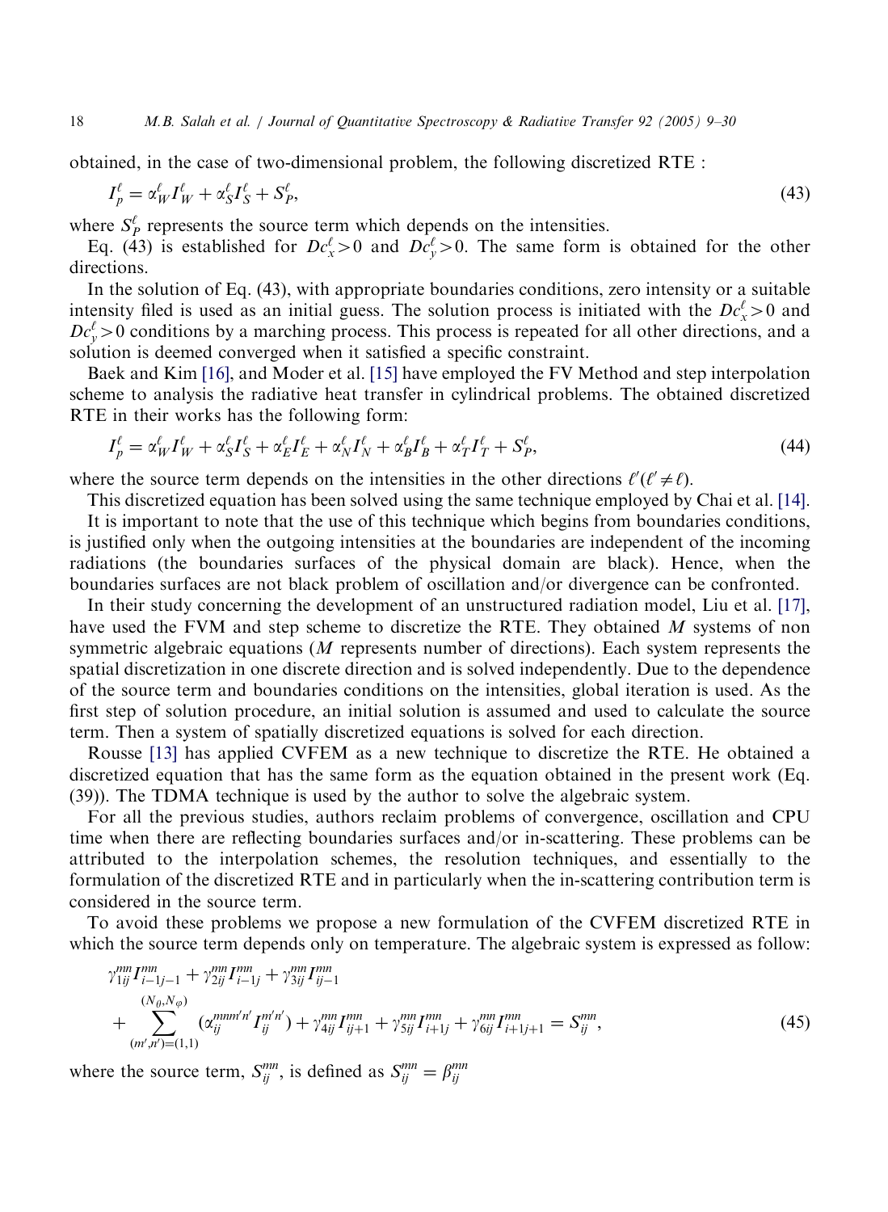obtained, in the case of two-dimensional problem, the following discretized RTE :

$$I_p^\ell = \alpha_W^\ell I_W^\ell + \alpha_S^\ell I_S^\ell + S_P^\ell, \tag{43}$$

where $S_P^\ell$ represents the source term which depends on the intensities.

Eq. (43) is established for $Dc_x^\ell > 0$ and $Dc_y^\ell > 0$. The same form is obtained for the other directions.

In the solution of Eq. (43), with appropriate boundaries conditions, zero intensity or a suitable intensity filed is used as an initial guess. The solution process is initiated with the $Dc_x^\ell > 0$ and $Dc_y^\ell > 0$ conditions by a marching process. This process is repeated for all other directions, and a solution is deemed converged when it satisfied a specific constraint.

Baek and Kim [16], and Moder et al. [15] have employed the FV Method and step interpolation scheme to analysis the radiative heat transfer in cylindrical problems. The obtained discretized RTE in their works has the following form:

$$I_p^\ell = \alpha_W^\ell I_W^\ell + \alpha_S^\ell I_S^\ell + \alpha_E^\ell I_E^\ell + \alpha_N^\ell I_N^\ell + \alpha_B^\ell I_B^\ell + \alpha_T^\ell I_T^\ell + S_P^\ell, \tag{44}$$

where the source term depends on the intensities in the other directions $\ell'(\ell' \neq \ell)$.

This discretized equation has been solved using the same technique employed by Chai et al. [14].

It is important to note that the use of this technique which begins from boundaries conditions, is justified only when the outgoing intensities at the boundaries are independent of the incoming radiations (the boundaries surfaces of the physical domain are black). Hence, when the boundaries surfaces are not black problem of oscillation and/or divergence can be confronted.

In their study concerning the development of an unstructured radiation model, Liu et al. [17], have used the FVM and step scheme to discretize the RTE. They obtained $M$ systems of non symmetric algebraic equations ($M$ represents number of directions). Each system represents the spatial discretization in one discrete direction and is solved independently. Due to the dependence of the source term and boundaries conditions on the intensities, global iteration is used. As the first step of solution procedure, an initial solution is assumed and used to calculate the source term. Then a system of spatially discretized equations is solved for each direction.

Rousse [13] has applied CVFEM as a new technique to discretize the RTE. He obtained a discretized equation that has the same form as the equation obtained in the present work (Eq. (39)). The TDMA technique is used by the author to solve the algebraic system.

For all the previous studies, authors reclaim problems of convergence, oscillation and CPU time when there are reflecting boundaries surfaces and/or in-scattering. These problems can be attributed to the interpolation schemes, the resolution techniques, and essentially to the formulation of the discretized RTE and in particularly when the in-scattering contribution term is considered in the source term.

To avoid these problems we propose a new formulation of the CVFEM discretized RTE in which the source term depends only on temperature. The algebraic system is expressed as follow:

$$\gamma_{1ij}^{mn} I_{i-1j-1}^{mn} + \gamma_{2ij}^{mn} I_{i-1j}^{mn} + \gamma_{3ij}^{mn} I_{ij-1}^{mn} + \sum_{(m',n')=(1,1)}^{(N_\theta,N_\varphi)} (\alpha_{ij}^{mnm'n'} I_{ij}^{m'n'}) + \gamma_{4ij}^{mn} I_{ij+1}^{mn} + \gamma_{5ij}^{mn} I_{i+1j}^{mn} + \gamma_{6ij}^{mn} I_{i+1j+1}^{mn} = S_{ij}^{mn}, \tag{45}$$

where the source term, $S_{ij}^{mn}$, is defined as $S_{ij}^{mn} = \beta_{ij}^{mn}$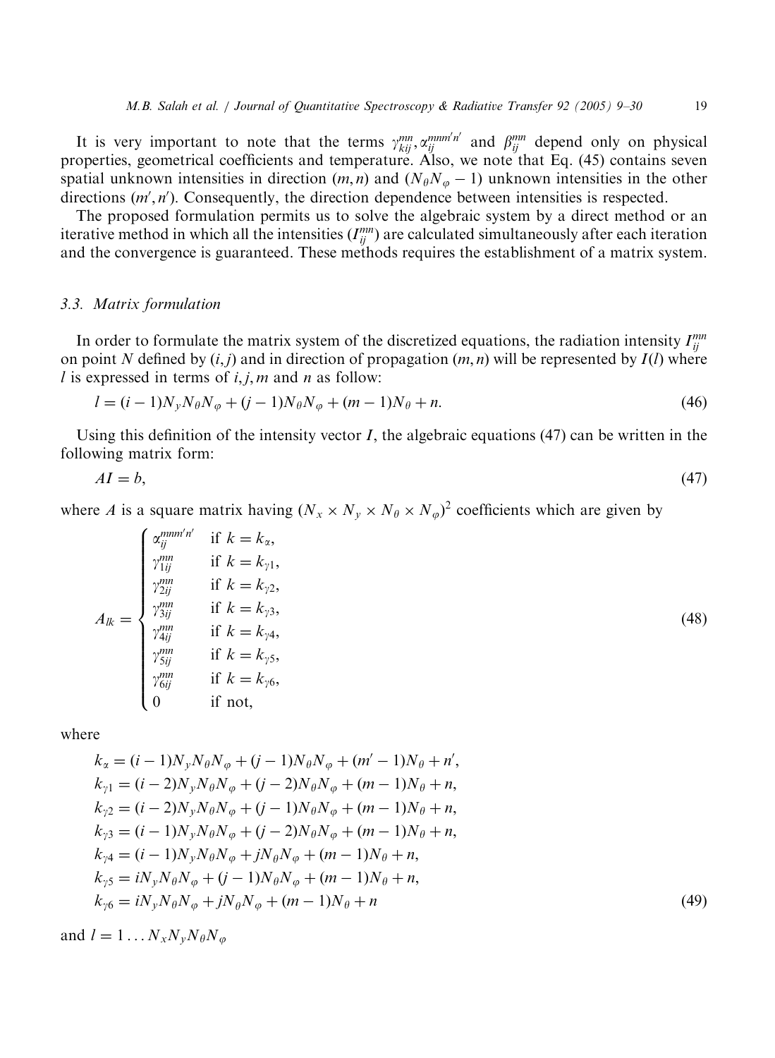It is very important to note that the terms $\gamma_{kij}^{mn}, \alpha_{ij}^{mnm'n'}$ and $\beta_{ij}^{mn}$ depend only on physical properties, geometrical coefficients and temperature. Also, we note that Eq. (45) contains seven spatial unknown intensities in direction $(m, n)$ and $(N_\theta N_\varphi - 1)$ unknown intensities in the other directions $(m', n')$. Consequently, the direction dependence between intensities is respected.

The proposed formulation permits us to solve the algebraic system by a direct method or an iterative method in which all the intensities $(I_{ij}^{mn})$ are calculated simultaneously after each iteration and the convergence is guaranteed. These methods requires the establishment of a matrix system.

### 3.3. Matrix formulation

In order to formulate the matrix system of the discretized equations, the radiation intensity $I_{ij}^{mn}$ on point $N$ defined by $(i, j)$ and in direction of propagation $(m, n)$ will be represented by $I(l)$ where $l$ is expressed in terms of $i, j, m$ and $n$ as follow:

$$l = (i-1)N_y N_\theta N_\varphi + (j-1)N_\theta N_\varphi + (m-1)N_\theta + n. \tag{46}$$

Using this definition of the intensity vector $I$, the algebraic equations (47) can be written in the following matrix form:

$$AI = b, \tag{47}$$

where $A$ is a square matrix having $(N_x \times N_y \times N_\theta \times N_\varphi)^2$ coefficients which are given by

$$A_{lk} = \begin{cases} \alpha_{ij}^{mnm'n'} & \text{if } k = k_\alpha, \\ \gamma_{1ij}^{mn} & \text{if } k = k_{\gamma 1}, \\ \gamma_{2ij}^{mn} & \text{if } k = k_{\gamma 2}, \\ \gamma_{3ij}^{mn} & \text{if } k = k_{\gamma 3}, \\ \gamma_{4ij}^{mn} & \text{if } k = k_{\gamma 4}, \\ \gamma_{5ij}^{mn} & \text{if } k = k_{\gamma 5}, \\ \gamma_{6ij}^{mn} & \text{if } k = k_{\gamma 6}, \\ 0 & \text{if not,} \end{cases} \tag{48}$$

where

$$\begin{aligned} k_\alpha &= (i-1)N_y N_\theta N_\varphi + (j-1)N_\theta N_\varphi + (m'-1)N_\theta + n', \\ k_{\gamma 1} &= (i-2)N_y N_\theta N_\varphi + (j-2)N_\theta N_\varphi + (m-1)N_\theta + n, \\ k_{\gamma 2} &= (i-2)N_y N_\theta N_\varphi + (j-1)N_\theta N_\varphi + (m-1)N_\theta + n, \\ k_{\gamma 3} &= (i-1)N_y N_\theta N_\varphi + (j-2)N_\theta N_\varphi + (m-1)N_\theta + n, \\ k_{\gamma 4} &= (i-1)N_y N_\theta N_\varphi + jN_\theta N_\varphi + (m-1)N_\theta + n, \\ k_{\gamma 5} &= iN_y N_\theta N_\varphi + (j-1)N_\theta N_\varphi + (m-1)N_\theta + n, \\ k_{\gamma 6} &= iN_y N_\theta N_\varphi + jN_\theta N_\varphi + (m-1)N_\theta + n \end{aligned} \tag{49}$$

and $l = 1 \ldots N_x N_y N_\theta N_\varphi$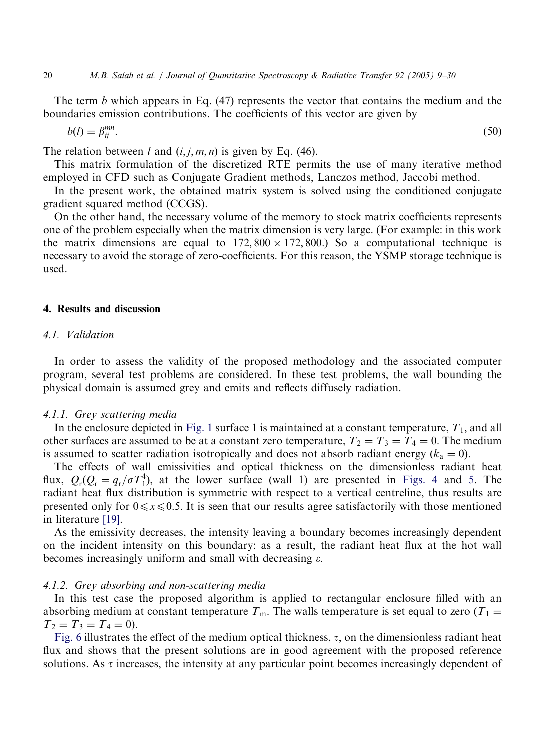The term $b$ which appears in Eq. (47) represents the vector that contains the medium and the boundaries emission contributions. The coefficients of this vector are given by

$$b(l) = \beta_{ij}^{mn}. \tag{50}$$

The relation between $l$ and $(i, j, m, n)$ is given by Eq. (46).

This matrix formulation of the discretized RTE permits the use of many iterative method employed in CFD such as Conjugate Gradient methods, Lanczos method, Jaccobi method.

In the present work, the obtained matrix system is solved using the conditioned conjugate gradient squared method (CCGS).

On the other hand, the necessary volume of the memory to stock matrix coefficients represents one of the problem especially when the matrix dimension is very large. (For example: in this work the matrix dimensions are equal to $172,800 \times 172,800$.) So a computational technique is necessary to avoid the storage of zero-coefficients. For this reason, the YSMP storage technique is used.

## 4. Results and discussion

### 4.1. Validation

In order to assess the validity of the proposed methodology and the associated computer program, several test problems are considered. In these test problems, the wall bounding the physical domain is assumed grey and emits and reflects diffusely radiation.

#### 4.1.1. Grey scattering media

In the enclosure depicted in Fig. 1 surface 1 is maintained at a constant temperature, $T_1$, and all other surfaces are assumed to be at a constant zero temperature, $T_2 = T_3 = T_4 = 0$. The medium is assumed to scatter radiation isotropically and does not absorb radiant energy ($k_a = 0$).

The effects of wall emissivities and optical thickness on the dimensionless radiant heat flux, $Q_r (Q_r = q_r/\sigma T_1^4)$, at the lower surface (wall 1) are presented in Figs. 4 and 5. The radiant heat flux distribution is symmetric with respect to a vertical centreline, thus results are presented only for $0 \leqslant x \leqslant 0.5$. It is seen that our results agree satisfactorily with those mentioned in literature [19].

As the emissivity decreases, the intensity leaving a boundary becomes increasingly dependent on the incident intensity on this boundary: as a result, the radiant heat flux at the hot wall becomes increasingly uniform and small with decreasing $\varepsilon$.

#### 4.1.2. Grey absorbing and non-scattering media

In this test case the proposed algorithm is applied to rectangular enclosure filled with an absorbing medium at constant temperature $T_m$. The walls temperature is set equal to zero ($T_1 = T_2 = T_3 = T_4 = 0$).

Fig. 6 illustrates the effect of the medium optical thickness, $\tau$, on the dimensionless radiant heat flux and shows that the present solutions are in good agreement with the proposed reference solutions. As $\tau$ increases, the intensity at any particular point becomes increasingly dependent of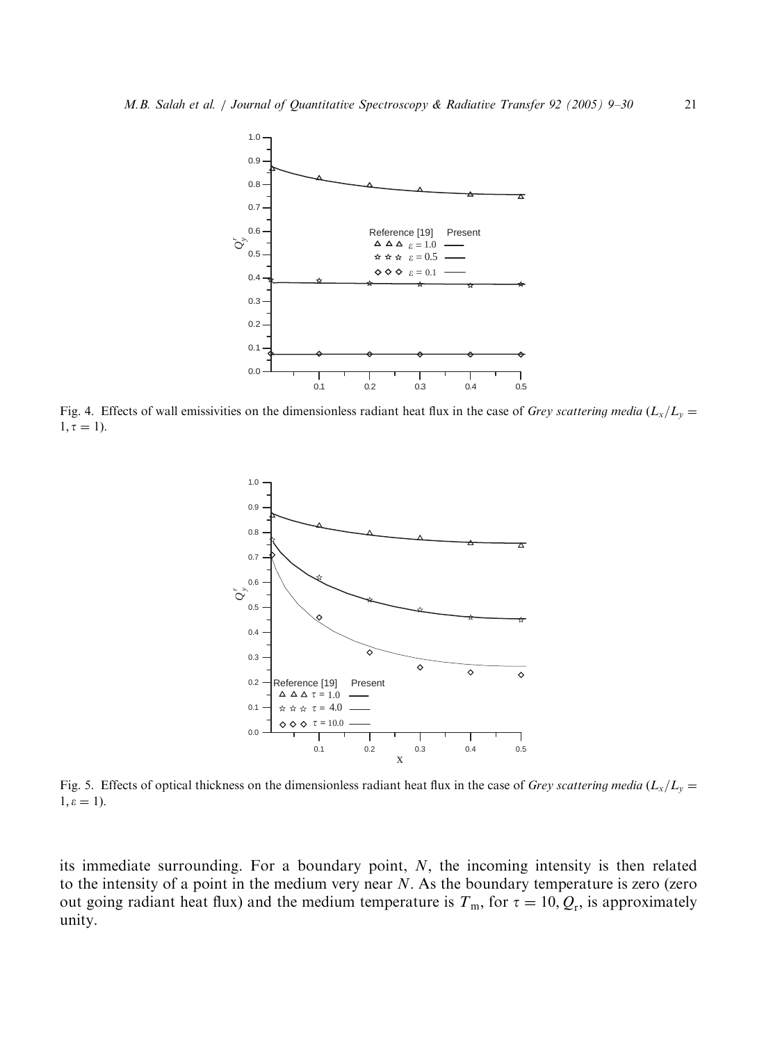Fig. 4. Effects of wall emissivities on the dimensionless radiant heat flux in the case of *Grey scattering media* ($L_x/L_y = 1, \tau = 1$).

Fig. 5. Effects of optical thickness on the dimensionless radiant heat flux in the case of *Grey scattering media* ($L_x/L_y = 1, \varepsilon = 1$).

its immediate surrounding. For a boundary point, $N$, the incoming intensity is then related to the intensity of a point in the medium very near $N$. As the boundary temperature is zero (zero out going radiant heat flux) and the medium temperature is $T_m$, for $\tau = 10$, $Q_r$, is approximately unity.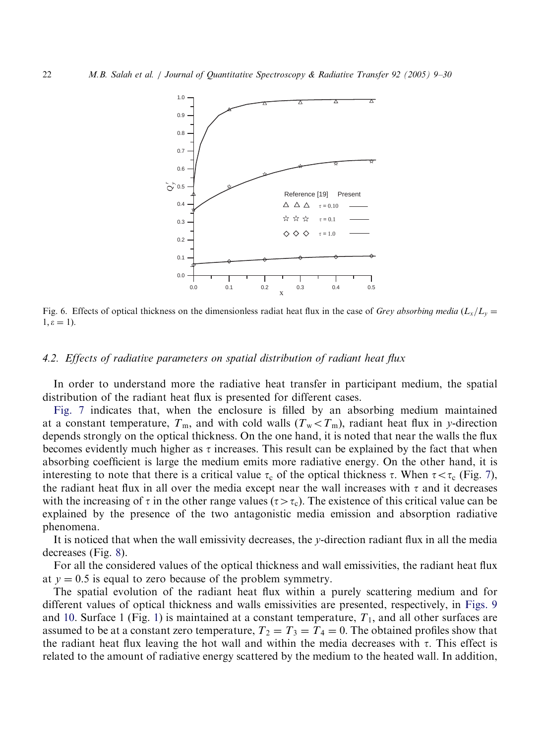Fig. 6. Effects of optical thickness on the dimensionless radiat heat flux in the case of *Grey absorbing media* ($L_x/L_y = 1, \varepsilon = 1$).

### 4.2. Effects of radiative parameters on spatial distribution of radiant heat flux

In order to understand more the radiative heat transfer in participant medium, the spatial distribution of the radiant heat flux is presented for different cases.

Fig. 7 indicates that, when the enclosure is filled by an absorbing medium maintained at a constant temperature, $T_m$, and with cold walls ($T_w < T_m$), radiant heat flux in $y$-direction depends strongly on the optical thickness. On the one hand, it is noted that near the walls the flux becomes evidently much higher as $\tau$ increases. This result can be explained by the fact that when absorbing coefficient is large the medium emits more radiative energy. On the other hand, it is interesting to note that there is a critical value $\tau_c$ of the optical thickness $\tau$. When $\tau < \tau_c$ (Fig. 7), the radiant heat flux in all over the media except near the wall increases with $\tau$ and it decreases with the increasing of $\tau$ in the other range values ($\tau > \tau_c$). The existence of this critical value can be explained by the presence of the two antagonistic media emission and absorption radiative phenomena.

It is noticed that when the wall emissivity decreases, the $y$-direction radiant flux in all the media decreases (Fig. 8).

For all the considered values of the optical thickness and wall emissivities, the radiant heat flux at $y = 0.5$ is equal to zero because of the problem symmetry.

The spatial evolution of the radiant heat flux within a purely scattering medium and for different values of optical thickness and walls emissivities are presented, respectively, in Figs. 9 and 10. Surface 1 (Fig. 1) is maintained at a constant temperature, $T_1$, and all other surfaces are assumed to be at a constant zero temperature, $T_2 = T_3 = T_4 = 0$. The obtained profiles show that the radiant heat flux leaving the hot wall and within the media decreases with $\tau$. This effect is related to the amount of radiative energy scattered by the medium to the heated wall. In addition,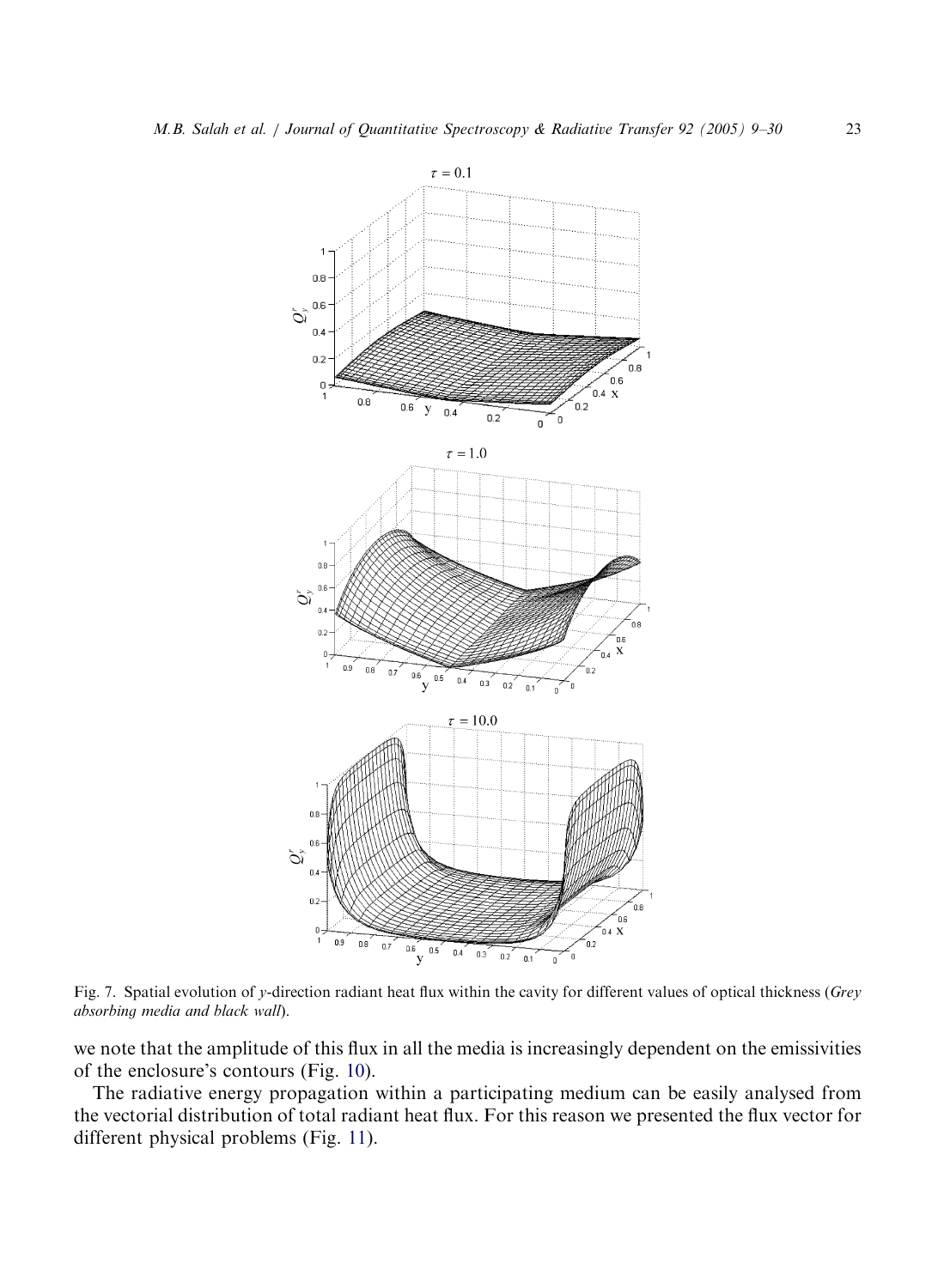Fig. 7. Spatial evolution of $y$-direction radiant heat flux within the cavity for different values of optical thickness (*Grey absorbing media and black wall*).

we note that the amplitude of this flux in all the media is increasingly dependent on the emissivities of the enclosure's contours (Fig. 10).

The radiative energy propagation within a participating medium can be easily analysed from the vectorial distribution of total radiant heat flux. For this reason we presented the flux vector for different physical problems (Fig. 11).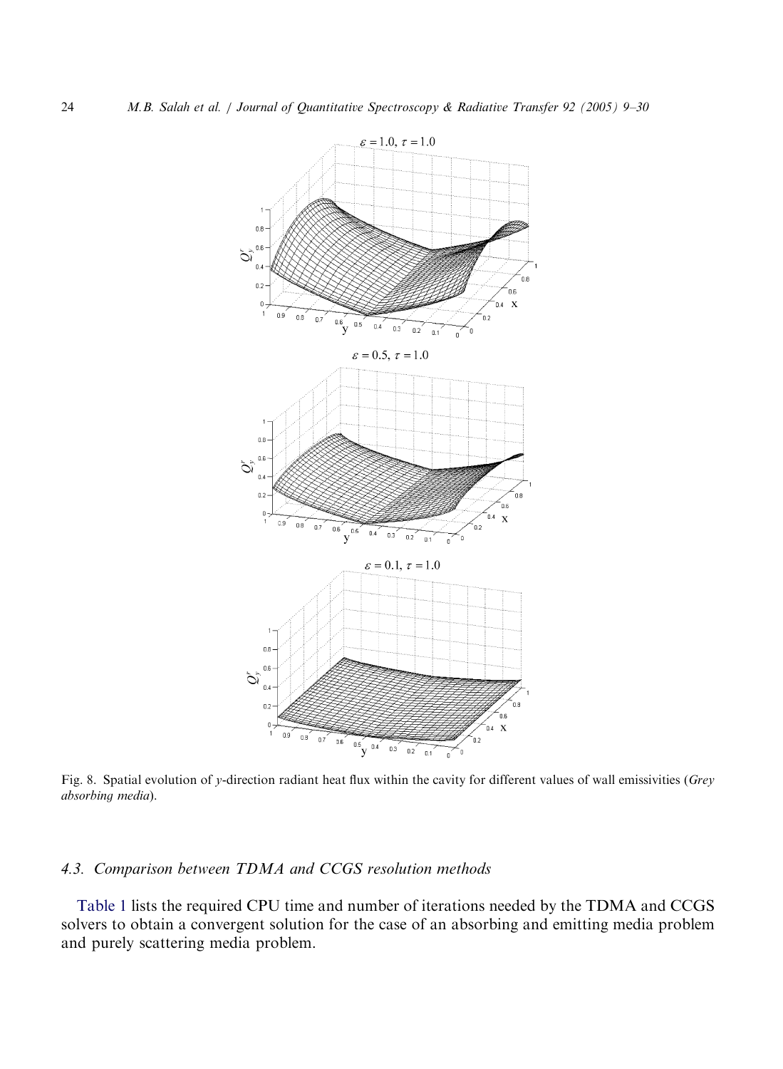Fig. 8. Spatial evolution of $y$-direction radiant heat flux within the cavity for different values of wall emissivities (*Grey absorbing media*).

### 4.3. Comparison between TDMA and CCGS resolution methods

Table 1 lists the required CPU time and number of iterations needed by the TDMA and CCGS solvers to obtain a convergent solution for the case of an absorbing and emitting media problem and purely scattering media problem.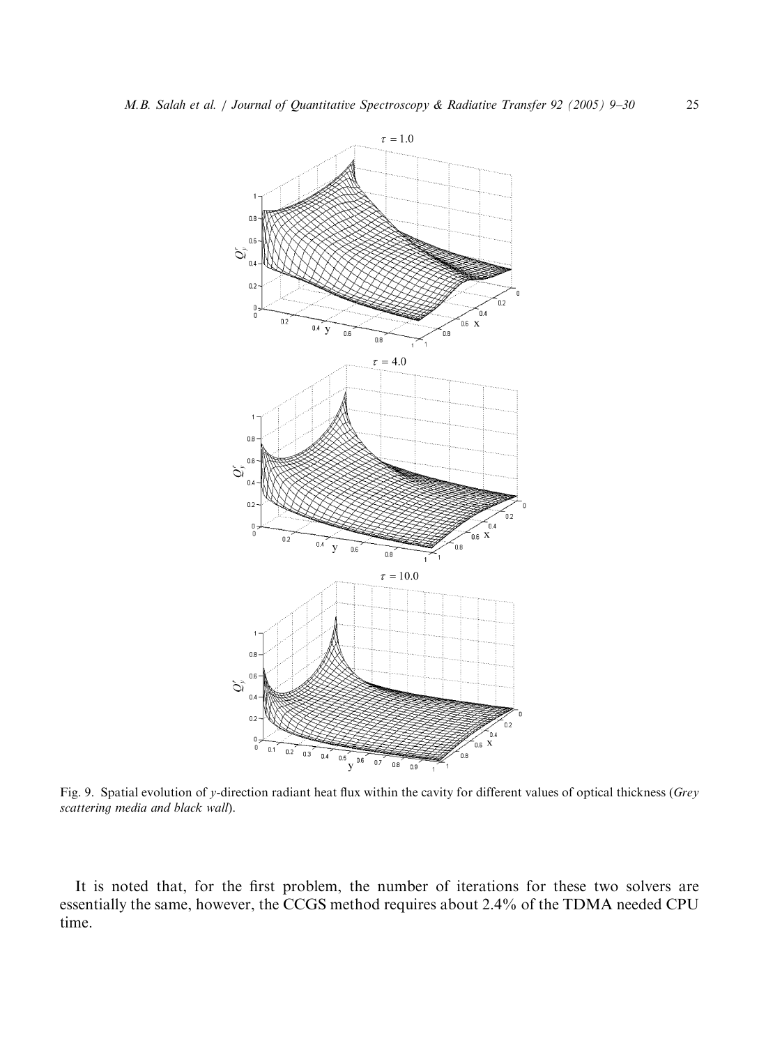Fig. 9. Spatial evolution of $y$-direction radiant heat flux within the cavity for different values of optical thickness (*Grey scattering media and black wall*).

It is noted that, for the first problem, the number of iterations for these two solvers are essentially the same, however, the CCGS method requires about 2.4% of the TDMA needed CPU time.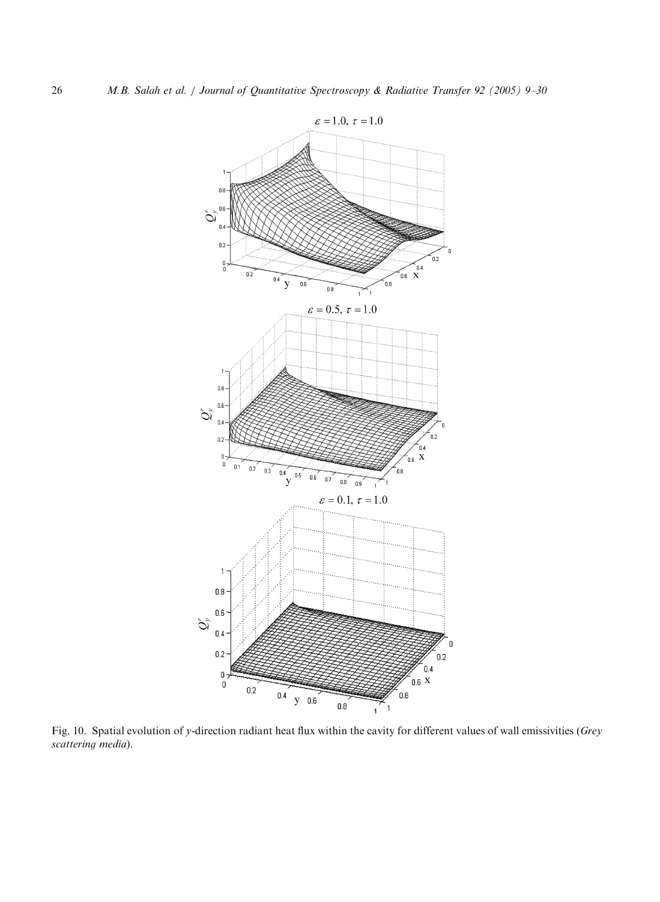$\varepsilon = 1.0,\ \tau = 1.0$

$\varepsilon = 0.5,\ \tau = 1.0$

$\varepsilon = 0.1,\ \tau = 1.0$

Fig. 10. Spatial evolution of $y$-direction radiant heat flux within the cavity for different values of wall emissivities (*Grey scattering media*).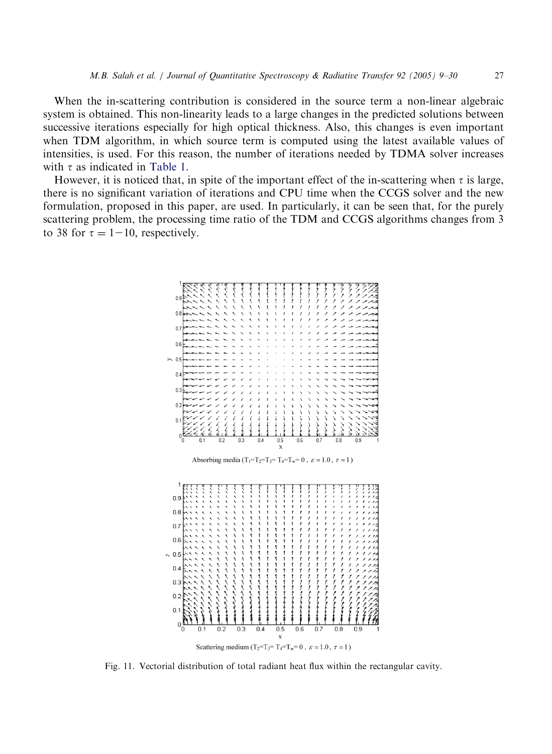When the in-scattering contribution is considered in the source term a non-linear algebraic system is obtained. This non-linearity leads to a large changes in the predicted solutions between successive iterations especially for high optical thickness. Also, this changes is even important when TDM algorithm, in which source term is computed using the latest available values of intensities, is used. For this reason, the number of iterations needed by TDMA solver increases with $\tau$ as indicated in Table 1.

However, it is noticed that, in spite of the important effect of the in-scattering when $\tau$ is large, there is no significant variation of iterations and CPU time when the CCGS solver and the new formulation, proposed in this paper, are used. In particularly, it can be seen that, for the purely scattering problem, the processing time ratio of the TDM and CCGS algorithms changes from 3 to 38 for $\tau = 1-10$, respectively.

Absorbing media ($T_1=T_2=T_3=T_4=T_w=0$ , $\varepsilon = 1.0$ , $\tau = 1$)

Scattering medium ($T_2=T_3=T_4=T_w=0$ , $\varepsilon = 1.0$ , $\tau = 1$)

Fig. 11. Vectorial distribution of total radiant heat flux within the rectangular cavity.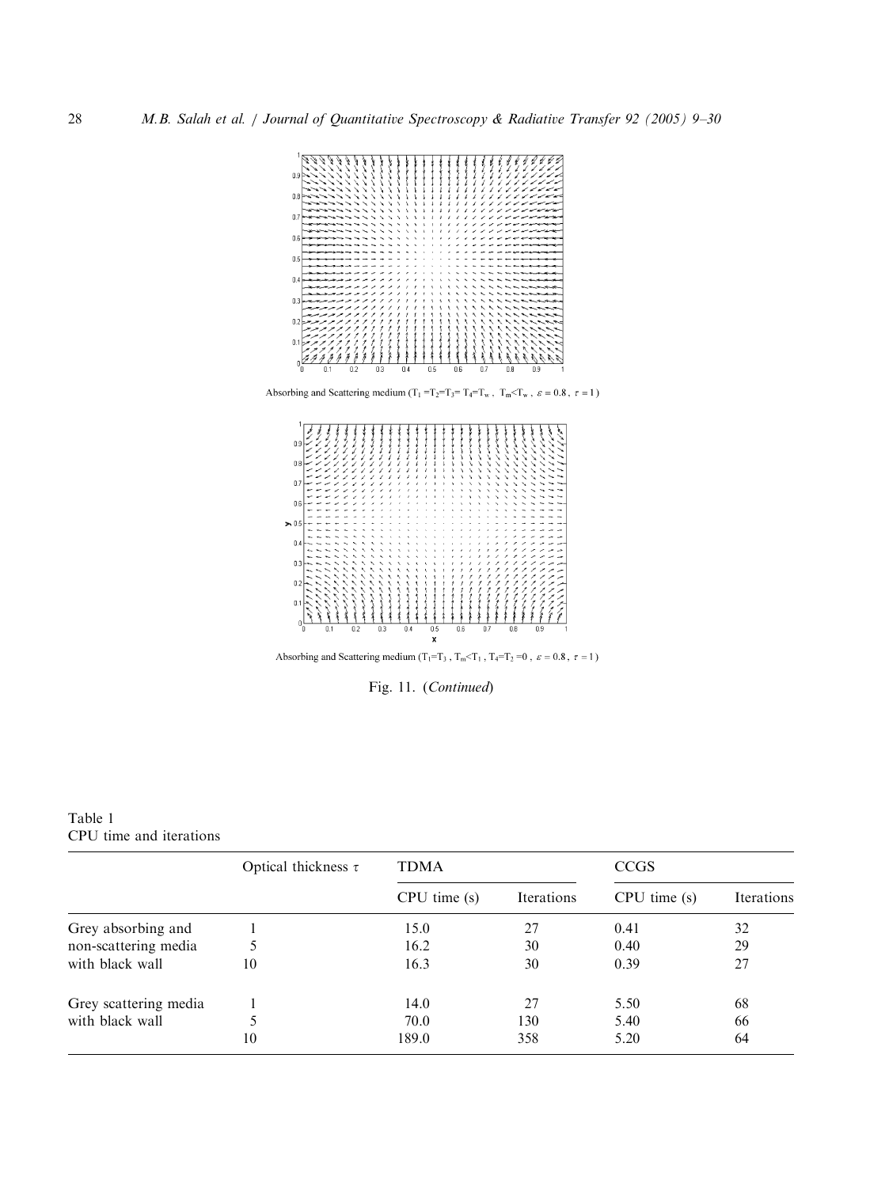Absorbing and Scattering medium ($T_1 = T_2 = T_3 = T_4 = T_w$, $T_m < T_w$, $\varepsilon = 0.8$, $\tau = 1$)

Absorbing and Scattering medium ($T_1 = T_3$, $T_m < T_1$, $T_4 = T_2 = 0$, $\varepsilon = 0.8$, $\tau = 1$)

Fig. 11. (*Continued*)

Table 1
CPU time and iterations

| | Optical thickness $\tau$ | TDMA | | CCGS | |
|---|---|---|---|---|---|
| | | CPU time (s) | Iterations | CPU time (s) | Iterations |
| Grey absorbing and non-scattering media with black wall | 1 | 15.0 | 27 | 0.41 | 32 |
| | 5 | 16.2 | 30 | 0.40 | 29 |
| | 10 | 16.3 | 30 | 0.39 | 27 |
| Grey scattering media with black wall | 1 | 14.0 | 27 | 5.50 | 68 |
| | 5 | 70.0 | 130 | 5.40 | 66 |
| | 10 | 189.0 | 358 | 5.20 | 64 |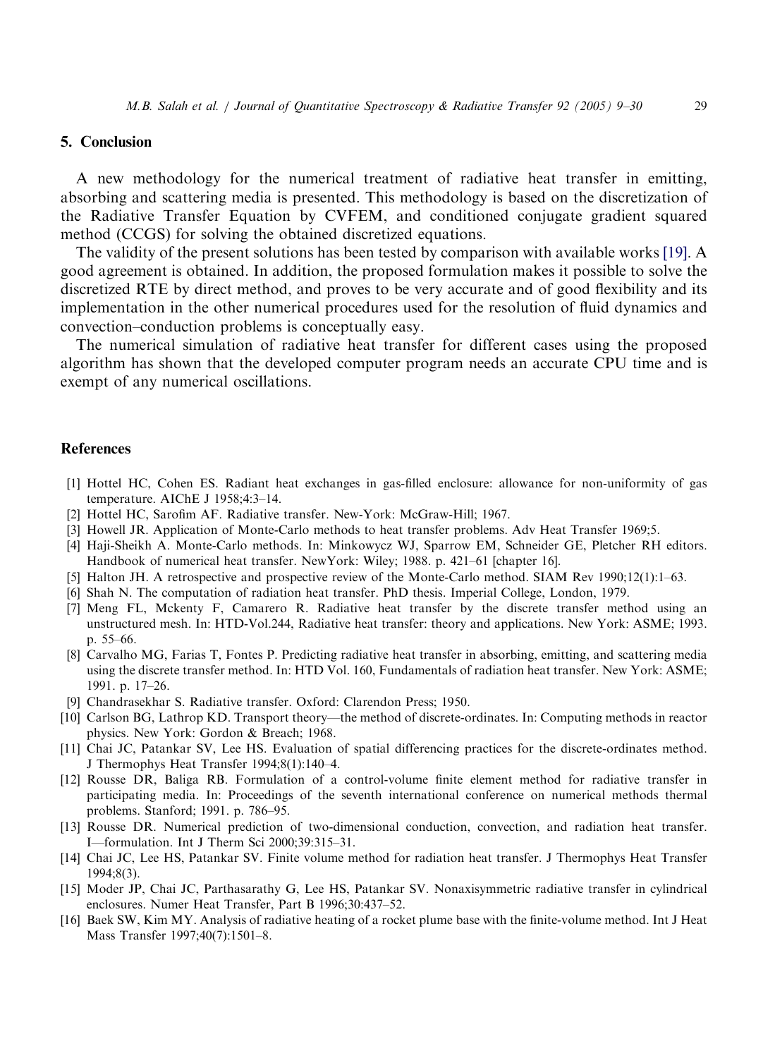## 5. Conclusion

A new methodology for the numerical treatment of radiative heat transfer in emitting, absorbing and scattering media is presented. This methodology is based on the discretization of the Radiative Transfer Equation by CVFEM, and conditioned conjugate gradient squared method (CCGS) for solving the obtained discretized equations.

The validity of the present solutions has been tested by comparison with available works [19]. A good agreement is obtained. In addition, the proposed formulation makes it possible to solve the discretized RTE by direct method, and proves to be very accurate and of good flexibility and its implementation in the other numerical procedures used for the resolution of fluid dynamics and convection–conduction problems is conceptually easy.

The numerical simulation of radiative heat transfer for different cases using the proposed algorithm has shown that the developed computer program needs an accurate CPU time and is exempt of any numerical oscillations.

## References

[1] Hottel HC, Cohen ES. Radiant heat exchanges in gas-filled enclosure: allowance for non-uniformity of gas temperature. AIChE J 1958;4:3–14.

[2] Hottel HC, Sarofim AF. Radiative transfer. New-York: McGraw-Hill; 1967.

[3] Howell JR. Application of Monte-Carlo methods to heat transfer problems. Adv Heat Transfer 1969;5.

[4] Haji-Sheikh A. Monte-Carlo methods. In: Minkowycz WJ, Sparrow EM, Schneider GE, Pletcher RH editors. Handbook of numerical heat transfer. NewYork: Wiley; 1988. p. 421–61 [chapter 16].

[5] Halton JH. A retrospective and prospective review of the Monte-Carlo method. SIAM Rev 1990;12(1):1–63.

[6] Shah N. The computation of radiation heat transfer. PhD thesis. Imperial College, London, 1979.

[7] Meng FL, Mckenty F, Camarero R. Radiative heat transfer by the discrete transfer method using an unstructured mesh. In: HTD-Vol.244, Radiative heat transfer: theory and applications. New York: ASME; 1993. p. 55–66.

[8] Carvalho MG, Farias T, Fontes P. Predicting radiative heat transfer in absorbing, emitting, and scattering media using the discrete transfer method. In: HTD Vol. 160, Fundamentals of radiation heat transfer. New York: ASME; 1991. p. 17–26.

[9] Chandrasekhar S. Radiative transfer. Oxford: Clarendon Press; 1950.

[10] Carlson BG, Lathrop KD. Transport theory—the method of discrete-ordinates. In: Computing methods in reactor physics. New York: Gordon & Breach; 1968.

[11] Chai JC, Patankar SV, Lee HS. Evaluation of spatial differencing practices for the discrete-ordinates method. J Thermophys Heat Transfer 1994;8(1):140–4.

[12] Rousse DR, Baliga RB. Formulation of a control-volume finite element method for radiative transfer in participating media. In: Proceedings of the seventh international conference on numerical methods thermal problems. Stanford; 1991. p. 786–95.

[13] Rousse DR. Numerical prediction of two-dimensional conduction, convection, and radiation heat transfer. I—formulation. Int J Therm Sci 2000;39:315–31.

[14] Chai JC, Lee HS, Patankar SV. Finite volume method for radiation heat transfer. J Thermophys Heat Transfer 1994;8(3).

[15] Moder JP, Chai JC, Parthasarathy G, Lee HS, Patankar SV. Nonaxisymmetric radiative transfer in cylindrical enclosures. Numer Heat Transfer, Part B 1996;30:437–52.

[16] Baek SW, Kim MY. Analysis of radiative heating of a rocket plume base with the finite-volume method. Int J Heat Mass Transfer 1997;40(7):1501–8.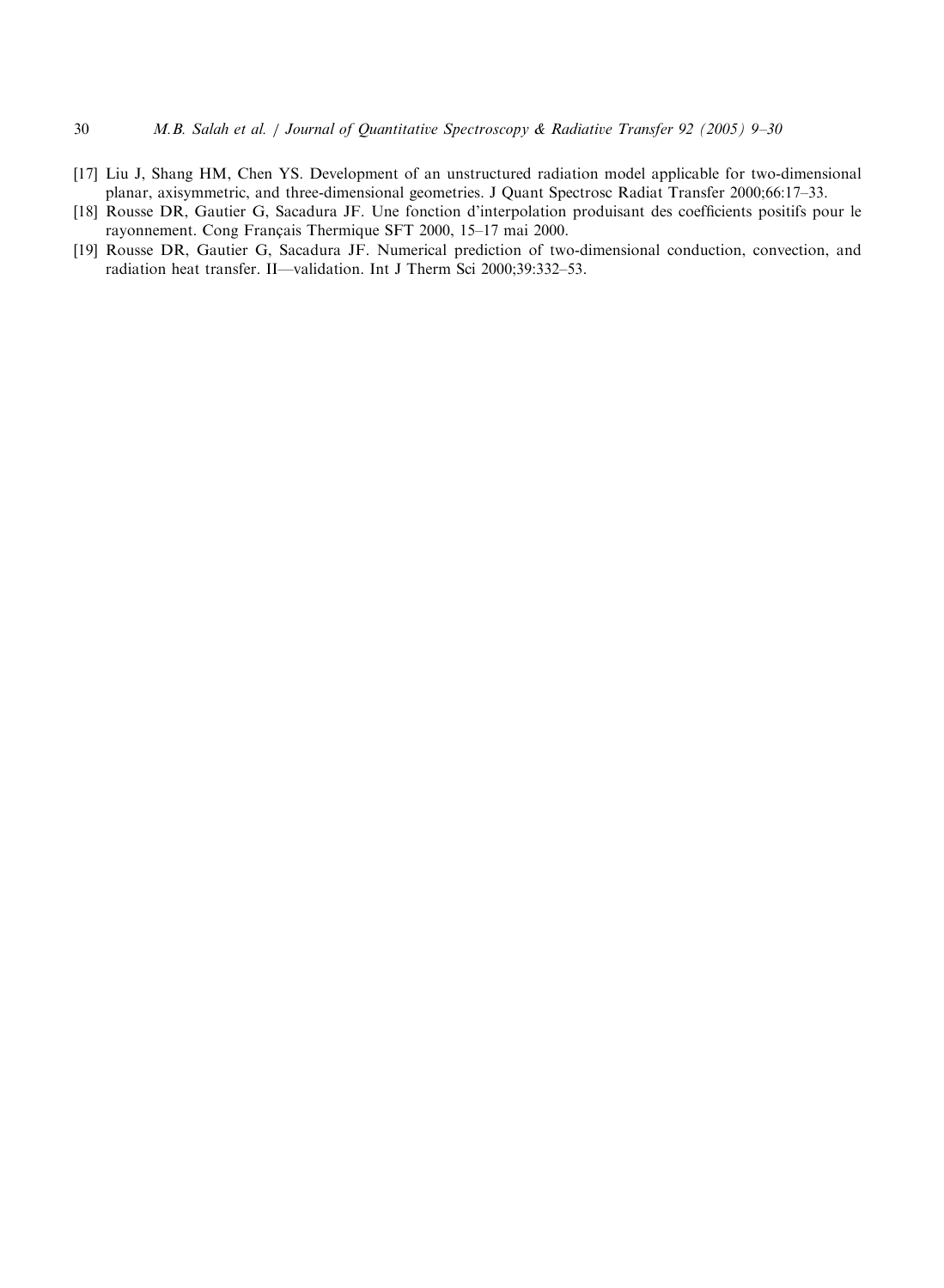[17] Liu J, Shang HM, Chen YS. Development of an unstructured radiation model applicable for two-dimensional planar, axisymmetric, and three-dimensional geometries. J Quant Spectrosc Radiat Transfer 2000;66:17–33.

[18] Rousse DR, Gautier G, Sacadura JF. Une fonction d'interpolation produisant des coefficients positifs pour le rayonnement. Cong Français Thermique SFT 2000, 15–17 mai 2000.

[19] Rousse DR, Gautier G, Sacadura JF. Numerical prediction of two-dimensional conduction, convection, and radiation heat transfer. II—validation. Int J Therm Sci 2000;39:332–53.